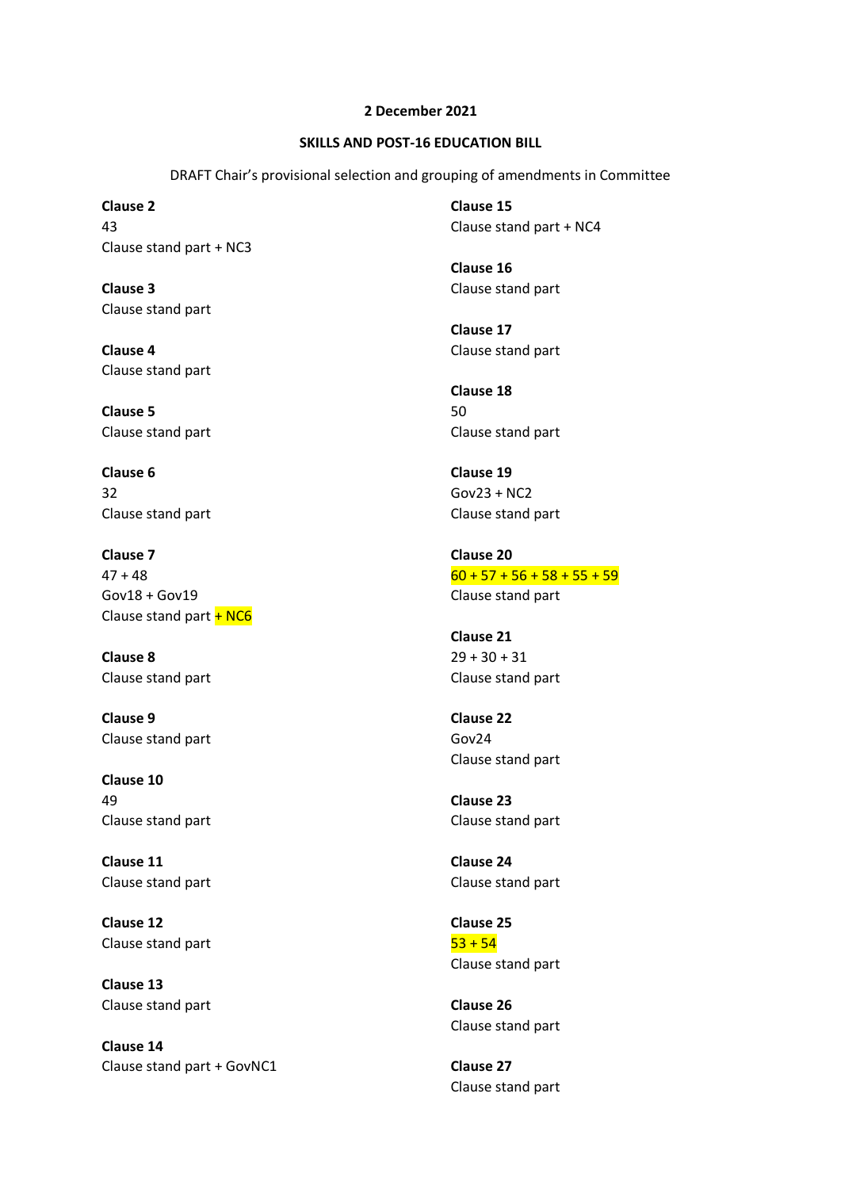**2 December 2021**

**SKILLS AND POST-16 EDUCATION BILL**

DRAFT Chair's provisional selection and grouping of amendments in Committee

**Clause 2**
43
Clause stand part + NC3

**Clause 3**
Clause stand part

**Clause 4**
Clause stand part

**Clause 5**
Clause stand part

**Clause 6**
32
Clause stand part

**Clause 7**
47 + 48
Gov18 + Gov19
Clause stand part + NC6

**Clause 8**
Clause stand part

**Clause 9**
Clause stand part

**Clause 10**
49
Clause stand part

**Clause 11**
Clause stand part

**Clause 12**
Clause stand part

**Clause 13**
Clause stand part

**Clause 14**
Clause stand part + GovNC1

**Clause 15**
Clause stand part + NC4

**Clause 16**
Clause stand part

**Clause 17**
Clause stand part

**Clause 18**
50
Clause stand part

**Clause 19**
Gov23 + NC2
Clause stand part

**Clause 20**
60 + 57 + 56 + 58 + 55 + 59
Clause stand part

**Clause 21**
29 + 30 + 31
Clause stand part

**Clause 22**
Gov24
Clause stand part

**Clause 23**
Clause stand part

**Clause 24**
Clause stand part

**Clause 25**
53 + 54
Clause stand part

**Clause 26**
Clause stand part

**Clause 27**
Clause stand part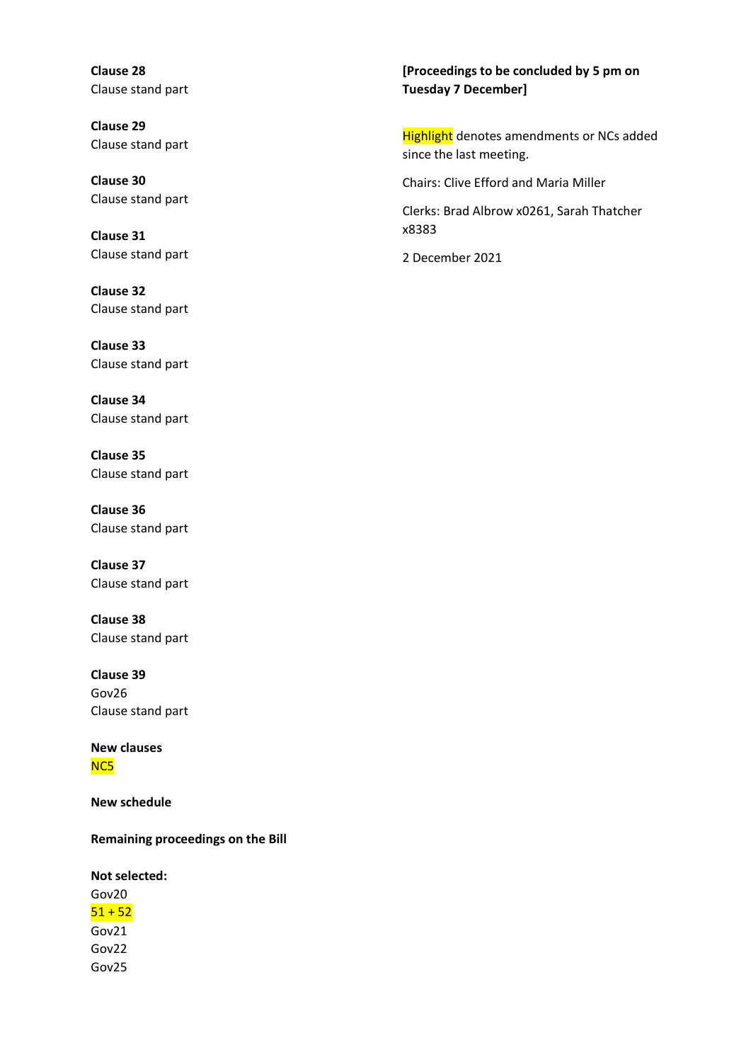**Clause 28**
Clause stand part

**Clause 29**
Clause stand part

**Clause 30**
Clause stand part

**Clause 31**
Clause stand part

**Clause 32**
Clause stand part

**Clause 33**
Clause stand part

**Clause 34**
Clause stand part

**Clause 35**
Clause stand part

**Clause 36**
Clause stand part

**Clause 37**
Clause stand part

**Clause 38**
Clause stand part

**Clause 39**
Gov26
Clause stand part

**New clauses**
NC5

**New schedule**

**Remaining proceedings on the Bill**

**Not selected:**
Gov20
51 + 52
Gov21
Gov22
Gov25

**[Proceedings to be concluded by 5 pm on Tuesday 7 December]**

Highlight denotes amendments or NCs added since the last meeting.

Chairs: Clive Efford and Maria Miller

Clerks: Brad Albrow x0261, Sarah Thatcher x8383

2 December 2021